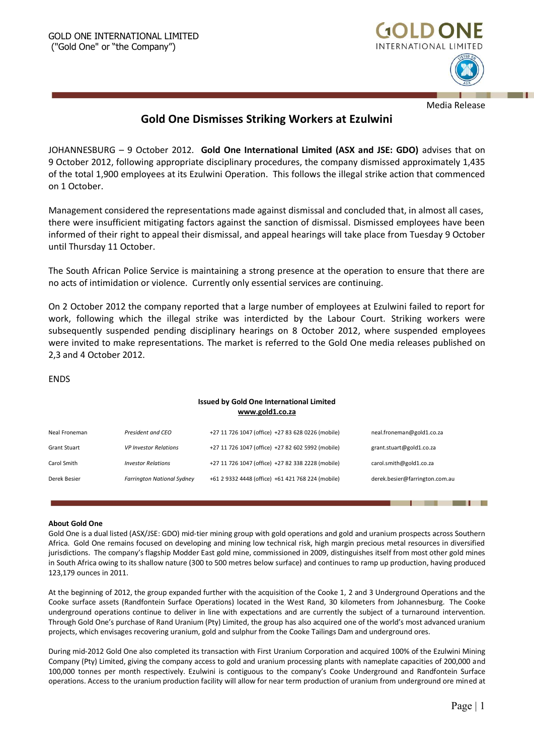GOLD ONE INTERNATIONAL LIMITED
("Gold One" or "the Company")

Media Release

# Gold One Dismisses Striking Workers at Ezulwini

JOHANNESBURG – 9 October 2012. **Gold One International Limited (ASX and JSE: GDO)** advises that on 9 October 2012, following appropriate disciplinary procedures, the company dismissed approximately 1,435 of the total 1,900 employees at its Ezulwini Operation. This follows the illegal strike action that commenced on 1 October.

Management considered the representations made against dismissal and concluded that, in almost all cases, there were insufficient mitigating factors against the sanction of dismissal. Dismissed employees have been informed of their right to appeal their dismissal, and appeal hearings will take place from Tuesday 9 October until Thursday 11 October.

The South African Police Service is maintaining a strong presence at the operation to ensure that there are no acts of intimidation or violence. Currently only essential services are continuing.

On 2 October 2012 the company reported that a large number of employees at Ezulwini failed to report for work, following which the illegal strike was interdicted by the Labour Court. Striking workers were subsequently suspended pending disciplinary hearings on 8 October 2012, where suspended employees were invited to make representations. The market is referred to the Gold One media releases published on 2,3 and 4 October 2012.

ENDS

**Issued by Gold One International Limited**
**www.gold1.co.za**

| | | | |
|---|---|---|---|
| Neal Froneman | *President and CEO* | +27 11 726 1047 (office) +27 83 628 0226 (mobile) | neal.froneman@gold1.co.za |
| Grant Stuart | *VP Investor Relations* | +27 11 726 1047 (office) +27 82 602 5992 (mobile) | grant.stuart@gold1.co.za |
| Carol Smith | *Investor Relations* | +27 11 726 1047 (office) +27 82 338 2228 (mobile) | carol.smith@gold1.co.za |
| Derek Besier | *Farrington National Sydney* | +61 2 9332 4448 (office) +61 421 768 224 (mobile) | derek.besier@farrington.com.au |

**About Gold One**

Gold One is a dual listed (ASX/JSE: GDO) mid-tier mining group with gold operations and gold and uranium prospects across Southern Africa. Gold One remains focused on developing and mining low technical risk, high margin precious metal resources in diversified jurisdictions. The company's flagship Modder East gold mine, commissioned in 2009, distinguishes itself from most other gold mines in South Africa owing to its shallow nature (300 to 500 metres below surface) and continues to ramp up production, having produced 123,179 ounces in 2011.

At the beginning of 2012, the group expanded further with the acquisition of the Cooke 1, 2 and 3 Underground Operations and the Cooke surface assets (Randfontein Surface Operations) located in the West Rand, 30 kilometers from Johannesburg. The Cooke underground operations continue to deliver in line with expectations and are currently the subject of a turnaround intervention. Through Gold One's purchase of Rand Uranium (Pty) Limited, the group has also acquired one of the world's most advanced uranium projects, which envisages recovering uranium, gold and sulphur from the Cooke Tailings Dam and underground ores.

During mid-2012 Gold One also completed its transaction with First Uranium Corporation and acquired 100% of the Ezulwini Mining Company (Pty) Limited, giving the company access to gold and uranium processing plants with nameplate capacities of 200,000 and 100,000 tonnes per month respectively. Ezulwini is contiguous to the company's Cooke Underground and Randfontein Surface operations. Access to the uranium production facility will allow for near term production of uranium from underground ore mined at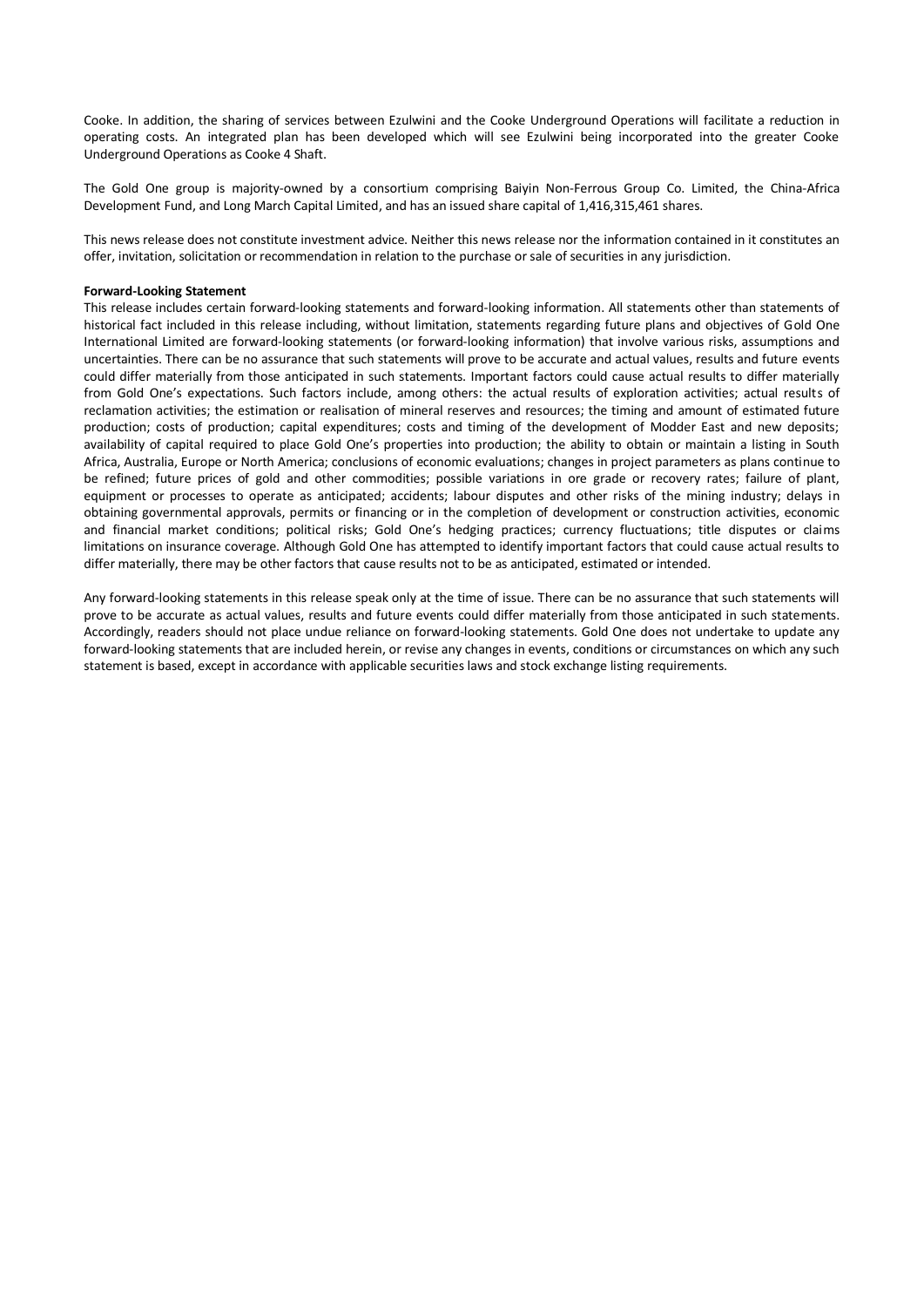Cooke. In addition, the sharing of services between Ezulwini and the Cooke Underground Operations will facilitate a reduction in operating costs. An integrated plan has been developed which will see Ezulwini being incorporated into the greater Cooke Underground Operations as Cooke 4 Shaft.

The Gold One group is majority-owned by a consortium comprising Baiyin Non-Ferrous Group Co. Limited, the China-Africa Development Fund, and Long March Capital Limited, and has an issued share capital of 1,416,315,461 shares.

This news release does not constitute investment advice. Neither this news release nor the information contained in it constitutes an offer, invitation, solicitation or recommendation in relation to the purchase or sale of securities in any jurisdiction.

**Forward-Looking Statement**

This release includes certain forward-looking statements and forward-looking information. All statements other than statements of historical fact included in this release including, without limitation, statements regarding future plans and objectives of Gold One International Limited are forward-looking statements (or forward-looking information) that involve various risks, assumptions and uncertainties. There can be no assurance that such statements will prove to be accurate and actual values, results and future events could differ materially from those anticipated in such statements. Important factors could cause actual results to differ materially from Gold One's expectations. Such factors include, among others: the actual results of exploration activities; actual results of reclamation activities; the estimation or realisation of mineral reserves and resources; the timing and amount of estimated future production; costs of production; capital expenditures; costs and timing of the development of Modder East and new deposits; availability of capital required to place Gold One's properties into production; the ability to obtain or maintain a listing in South Africa, Australia, Europe or North America; conclusions of economic evaluations; changes in project parameters as plans continue to be refined; future prices of gold and other commodities; possible variations in ore grade or recovery rates; failure of plant, equipment or processes to operate as anticipated; accidents; labour disputes and other risks of the mining industry; delays in obtaining governmental approvals, permits or financing or in the completion of development or construction activities, economic and financial market conditions; political risks; Gold One's hedging practices; currency fluctuations; title disputes or claims limitations on insurance coverage. Although Gold One has attempted to identify important factors that could cause actual results to differ materially, there may be other factors that cause results not to be as anticipated, estimated or intended.

Any forward-looking statements in this release speak only at the time of issue. There can be no assurance that such statements will prove to be accurate as actual values, results and future events could differ materially from those anticipated in such statements. Accordingly, readers should not place undue reliance on forward-looking statements. Gold One does not undertake to update any forward-looking statements that are included herein, or revise any changes in events, conditions or circumstances on which any such statement is based, except in accordance with applicable securities laws and stock exchange listing requirements.